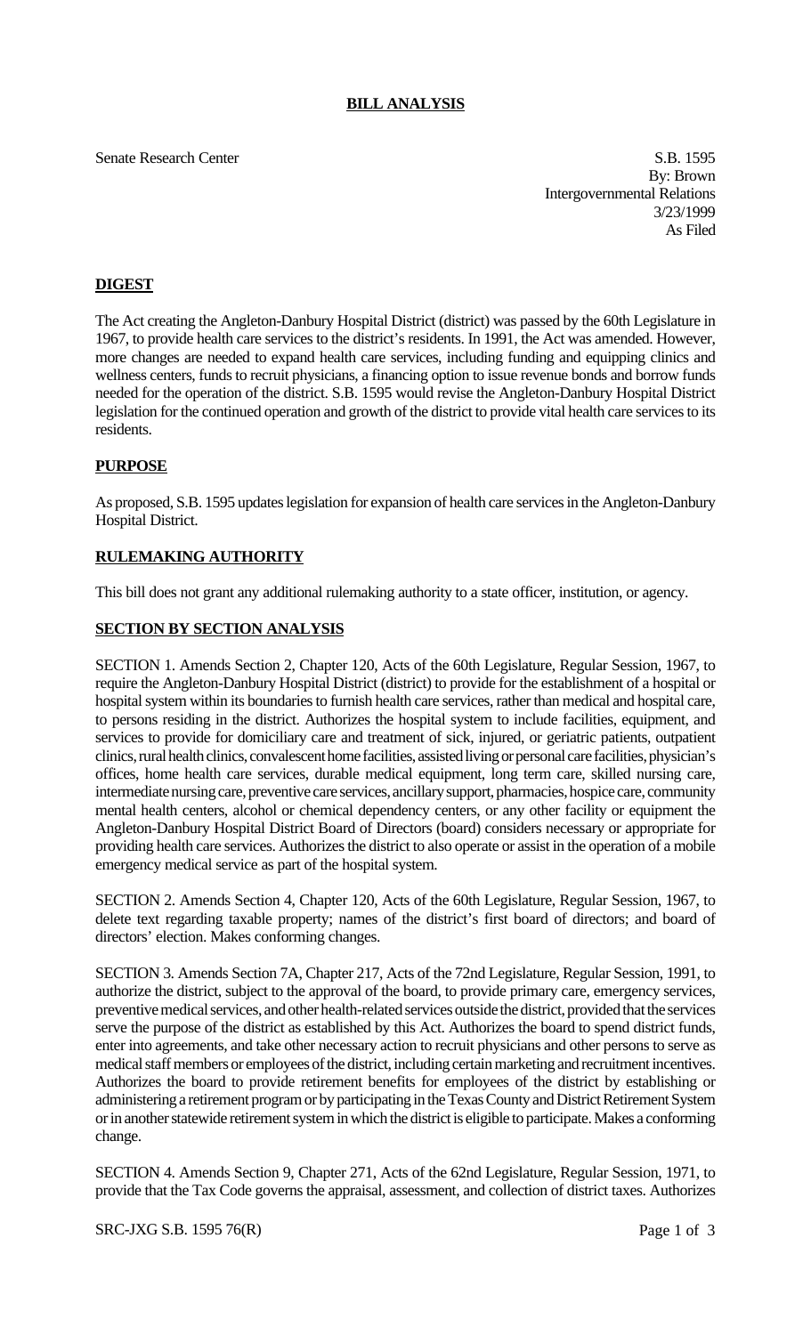# BILL ANALYSIS

Senate Research Center

S.B. 1595
By: Brown
Intergovernmental Relations
3/23/1999
As Filed

## DIGEST

The Act creating the Angleton-Danbury Hospital District (district) was passed by the 60th Legislature in 1967, to provide health care services to the district's residents. In 1991, the Act was amended. However, more changes are needed to expand health care services, including funding and equipping clinics and wellness centers, funds to recruit physicians, a financing option to issue revenue bonds and borrow funds needed for the operation of the district. S.B. 1595 would revise the Angleton-Danbury Hospital District legislation for the continued operation and growth of the district to provide vital health care services to its residents.

## PURPOSE

As proposed, S.B. 1595 updates legislation for expansion of health care services in the Angleton-Danbury Hospital District.

## RULEMAKING AUTHORITY

This bill does not grant any additional rulemaking authority to a state officer, institution, or agency.

## SECTION BY SECTION ANALYSIS

SECTION 1. Amends Section 2, Chapter 120, Acts of the 60th Legislature, Regular Session, 1967, to require the Angleton-Danbury Hospital District (district) to provide for the establishment of a hospital or hospital system within its boundaries to furnish health care services, rather than medical and hospital care, to persons residing in the district. Authorizes the hospital system to include facilities, equipment, and services to provide for domiciliary care and treatment of sick, injured, or geriatric patients, outpatient clinics, rural health clinics, convalescent home facilities, assisted living or personal care facilities, physician's offices, home health care services, durable medical equipment, long term care, skilled nursing care, intermediate nursing care, preventive care services, ancillary support, pharmacies, hospice care, community mental health centers, alcohol or chemical dependency centers, or any other facility or equipment the Angleton-Danbury Hospital District Board of Directors (board) considers necessary or appropriate for providing health care services. Authorizes the district to also operate or assist in the operation of a mobile emergency medical service as part of the hospital system.

SECTION 2. Amends Section 4, Chapter 120, Acts of the 60th Legislature, Regular Session, 1967, to delete text regarding taxable property; names of the district's first board of directors; and board of directors' election. Makes conforming changes.

SECTION 3. Amends Section 7A, Chapter 217, Acts of the 72nd Legislature, Regular Session, 1991, to authorize the district, subject to the approval of the board, to provide primary care, emergency services, preventive medical services, and other health-related services outside the district, provided that the services serve the purpose of the district as established by this Act. Authorizes the board to spend district funds, enter into agreements, and take other necessary action to recruit physicians and other persons to serve as medical staff members or employees of the district, including certain marketing and recruitment incentives. Authorizes the board to provide retirement benefits for employees of the district by establishing or administering a retirement program or by participating in the Texas County and District Retirement System or in another statewide retirement system in which the district is eligible to participate. Makes a conforming change.

SECTION 4. Amends Section 9, Chapter 271, Acts of the 62nd Legislature, Regular Session, 1971, to provide that the Tax Code governs the appraisal, assessment, and collection of district taxes. Authorizes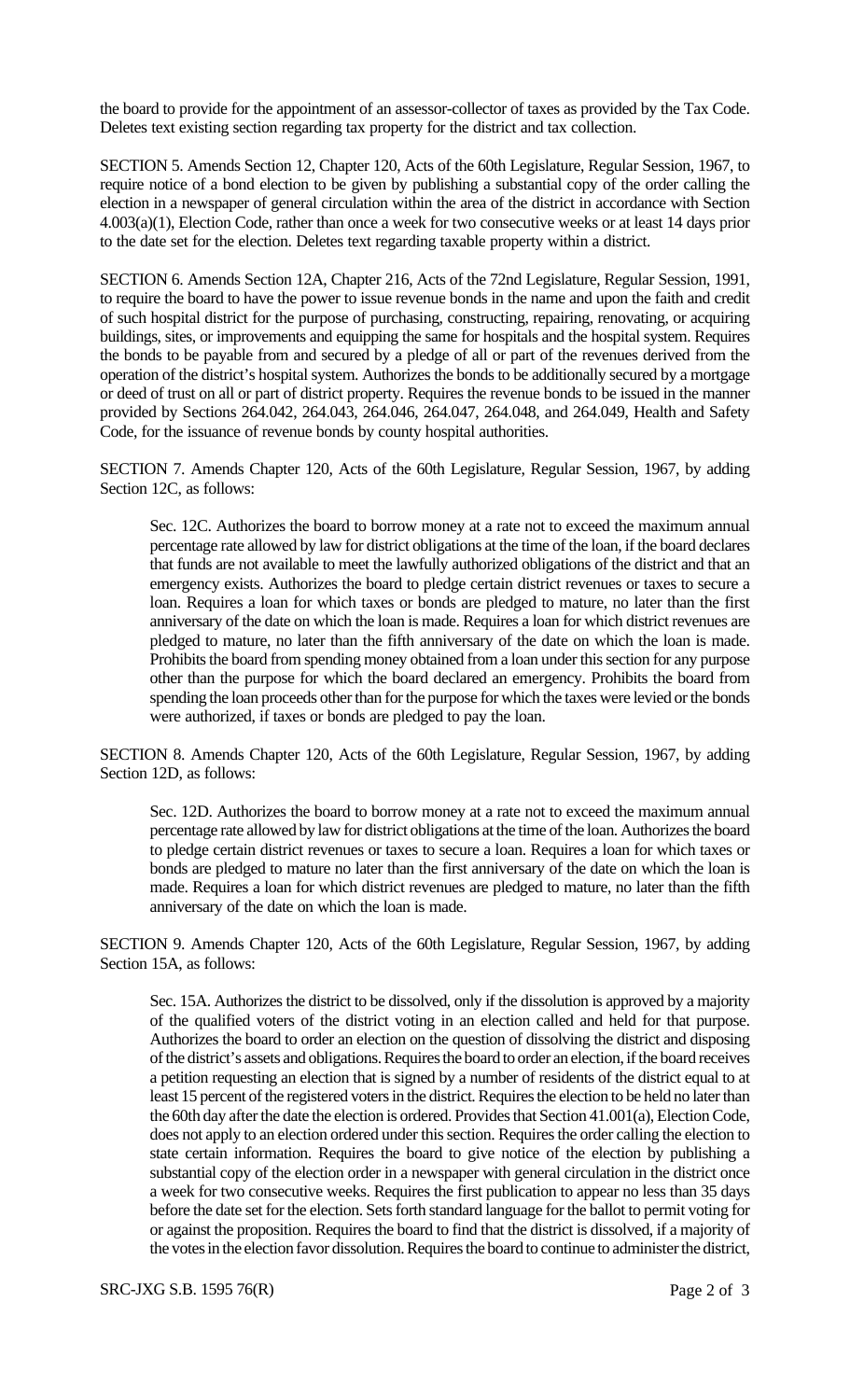the board to provide for the appointment of an assessor-collector of taxes as provided by the Tax Code. Deletes text existing section regarding tax property for the district and tax collection.

SECTION 5. Amends Section 12, Chapter 120, Acts of the 60th Legislature, Regular Session, 1967, to require notice of a bond election to be given by publishing a substantial copy of the order calling the election in a newspaper of general circulation within the area of the district in accordance with Section 4.003(a)(1), Election Code, rather than once a week for two consecutive weeks or at least 14 days prior to the date set for the election. Deletes text regarding taxable property within a district.

SECTION 6. Amends Section 12A, Chapter 216, Acts of the 72nd Legislature, Regular Session, 1991, to require the board to have the power to issue revenue bonds in the name and upon the faith and credit of such hospital district for the purpose of purchasing, constructing, repairing, renovating, or acquiring buildings, sites, or improvements and equipping the same for hospitals and the hospital system. Requires the bonds to be payable from and secured by a pledge of all or part of the revenues derived from the operation of the district's hospital system. Authorizes the bonds to be additionally secured by a mortgage or deed of trust on all or part of district property. Requires the revenue bonds to be issued in the manner provided by Sections 264.042, 264.043, 264.046, 264.047, 264.048, and 264.049, Health and Safety Code, for the issuance of revenue bonds by county hospital authorities.

SECTION 7. Amends Chapter 120, Acts of the 60th Legislature, Regular Session, 1967, by adding Section 12C, as follows:

Sec. 12C. Authorizes the board to borrow money at a rate not to exceed the maximum annual percentage rate allowed by law for district obligations at the time of the loan, if the board declares that funds are not available to meet the lawfully authorized obligations of the district and that an emergency exists. Authorizes the board to pledge certain district revenues or taxes to secure a loan. Requires a loan for which taxes or bonds are pledged to mature, no later than the first anniversary of the date on which the loan is made. Requires a loan for which district revenues are pledged to mature, no later than the fifth anniversary of the date on which the loan is made. Prohibits the board from spending money obtained from a loan under this section for any purpose other than the purpose for which the board declared an emergency. Prohibits the board from spending the loan proceeds other than for the purpose for which the taxes were levied or the bonds were authorized, if taxes or bonds are pledged to pay the loan.

SECTION 8. Amends Chapter 120, Acts of the 60th Legislature, Regular Session, 1967, by adding Section 12D, as follows:

Sec. 12D. Authorizes the board to borrow money at a rate not to exceed the maximum annual percentage rate allowed by law for district obligations at the time of the loan. Authorizes the board to pledge certain district revenues or taxes to secure a loan. Requires a loan for which taxes or bonds are pledged to mature no later than the first anniversary of the date on which the loan is made. Requires a loan for which district revenues are pledged to mature, no later than the fifth anniversary of the date on which the loan is made.

SECTION 9. Amends Chapter 120, Acts of the 60th Legislature, Regular Session, 1967, by adding Section 15A, as follows:

Sec. 15A. Authorizes the district to be dissolved, only if the dissolution is approved by a majority of the qualified voters of the district voting in an election called and held for that purpose. Authorizes the board to order an election on the question of dissolving the district and disposing of the district's assets and obligations. Requires the board to order an election, if the board receives a petition requesting an election that is signed by a number of residents of the district equal to at least 15 percent of the registered voters in the district. Requires the election to be held no later than the 60th day after the date the election is ordered. Provides that Section 41.001(a), Election Code, does not apply to an election ordered under this section. Requires the order calling the election to state certain information. Requires the board to give notice of the election by publishing a substantial copy of the election order in a newspaper with general circulation in the district once a week for two consecutive weeks. Requires the first publication to appear no less than 35 days before the date set for the election. Sets forth standard language for the ballot to permit voting for or against the proposition. Requires the board to find that the district is dissolved, if a majority of the votes in the election favor dissolution. Requires the board to continue to administer the district,

SRC-JXG S.B. 1595 76(R)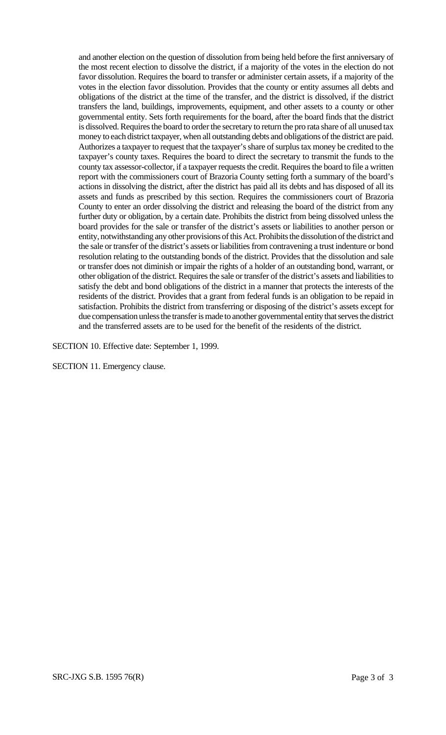and another election on the question of dissolution from being held before the first anniversary of the most recent election to dissolve the district, if a majority of the votes in the election do not favor dissolution. Requires the board to transfer or administer certain assets, if a majority of the votes in the election favor dissolution. Provides that the county or entity assumes all debts and obligations of the district at the time of the transfer, and the district is dissolved, if the district transfers the land, buildings, improvements, equipment, and other assets to a county or other governmental entity. Sets forth requirements for the board, after the board finds that the district is dissolved. Requires the board to order the secretary to return the pro rata share of all unused tax money to each district taxpayer, when all outstanding debts and obligations of the district are paid. Authorizes a taxpayer to request that the taxpayer's share of surplus tax money be credited to the taxpayer's county taxes. Requires the board to direct the secretary to transmit the funds to the county tax assessor-collector, if a taxpayer requests the credit. Requires the board to file a written report with the commissioners court of Brazoria County setting forth a summary of the board's actions in dissolving the district, after the district has paid all its debts and has disposed of all its assets and funds as prescribed by this section. Requires the commissioners court of Brazoria County to enter an order dissolving the district and releasing the board of the district from any further duty or obligation, by a certain date. Prohibits the district from being dissolved unless the board provides for the sale or transfer of the district's assets or liabilities to another person or entity, notwithstanding any other provisions of this Act. Prohibits the dissolution of the district and the sale or transfer of the district's assets or liabilities from contravening a trust indenture or bond resolution relating to the outstanding bonds of the district. Provides that the dissolution and sale or transfer does not diminish or impair the rights of a holder of an outstanding bond, warrant, or other obligation of the district. Requires the sale or transfer of the district's assets and liabilities to satisfy the debt and bond obligations of the district in a manner that protects the interests of the residents of the district. Provides that a grant from federal funds is an obligation to be repaid in satisfaction. Prohibits the district from transferring or disposing of the district's assets except for due compensation unless the transfer is made to another governmental entity that serves the district and the transferred assets are to be used for the benefit of the residents of the district.

SECTION 10. Effective date: September 1, 1999.

SECTION 11. Emergency clause.